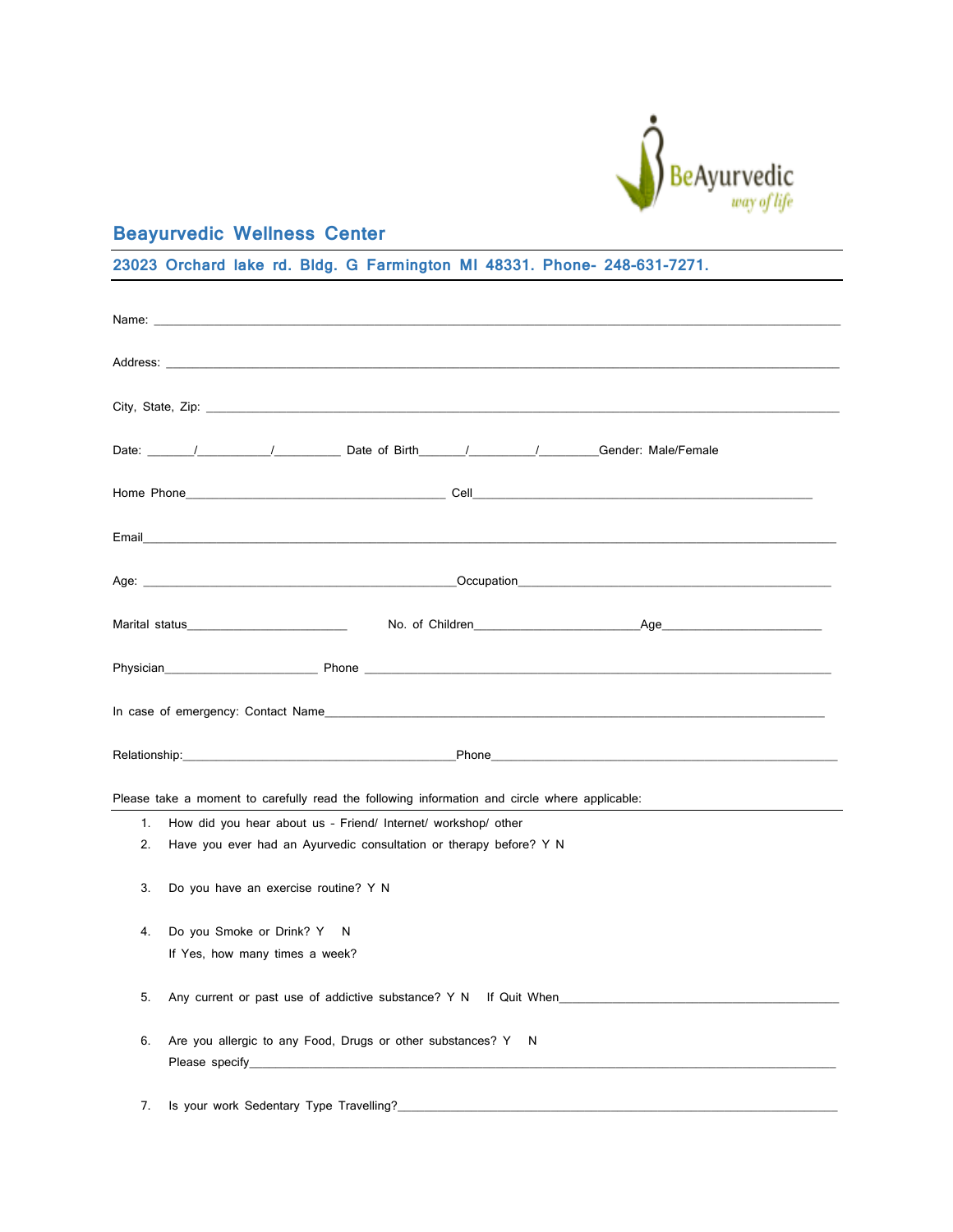BeAyurvedic
way of life

# Beayurvedic Wellness Center

**23023 Orchard lake rd. Bldg. G Farmington MI 48331. Phone- 248-631-7271.**

Name: ______________________________________________________________________________________

Address: ____________________________________________________________________________________

City, State, Zip: _____________________________________________________________________________

Date: ______/__________/_________ Date of Birth______/_________/________Gender: Male/Female

Home Phone_____________________________________ Cell_________________________________________________

Email_______________________________________________________________________________________

Age: _____________________________________________Occupation____________________________________________

Marital status______________________ No. of Children______________________Age______________________

Physician_____________________ Phone ___________________________________________________________________

In case of emergency: Contact Name___________________________________________________________________________

Relationship:_______________________________________Phone_______________________________________________

Please take a moment to carefully read the following information and circle where applicable:

1. How did you hear about us - Friend/ Internet/ workshop/ other
2. Have you ever had an Ayurvedic consultation or therapy before? Y N
3. Do you have an exercise routine? Y N
4. Do you Smoke or Drink? Y N
   If Yes, how many times a week?
5. Any current or past use of addictive substance? Y N If Quit When_______________________________________
6. Are you allergic to any Food, Drugs or other substances? Y N
   Please specify____________________________________________________________________________________
7. Is your work Sedentary Type Travelling?_____________________________________________________________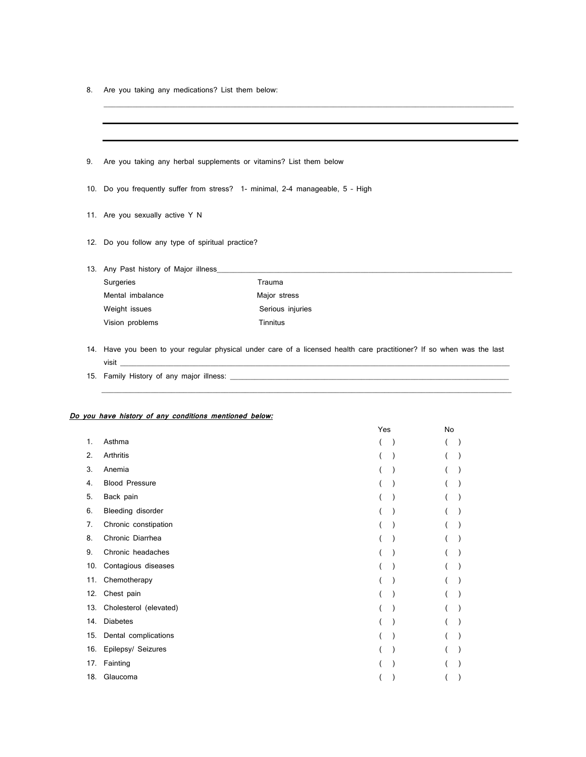8. Are you taking any medications? List them below:

_______________________________________________________________________________

_______________________________________________________________________________

_______________________________________________________________________________

9. Are you taking any herbal supplements or vitamins? List them below

10. Do you frequently suffer from stress? 1- minimal, 2-4 manageable, 5 - High

11. Are you sexually active Y N

12. Do you follow any type of spiritual practice?

13. Any Past history of Major illness_______________________________________________

    | | |
    |---|---|
    | Surgeries | Trauma |
    | Mental imbalance | Major stress |
    | Weight issues | Serious injuries |
    | Vision problems | Tinnitus |

14. Have you been to your regular physical under care of a licensed health care practitioner? If so when was the last visit _______________________________________________

15. Family History of any major illness: _______________________________________________

_______________________________________________________________________________

***Do you have history of any conditions mentioned below:***

| | | Yes | No |
|---|---|---|---|
| 1. | Asthma | ( ) | ( ) |
| 2. | Arthritis | ( ) | ( ) |
| 3. | Anemia | ( ) | ( ) |
| 4. | Blood Pressure | ( ) | ( ) |
| 5. | Back pain | ( ) | ( ) |
| 6. | Bleeding disorder | ( ) | ( ) |
| 7. | Chronic constipation | ( ) | ( ) |
| 8. | Chronic Diarrhea | ( ) | ( ) |
| 9. | Chronic headaches | ( ) | ( ) |
| 10. | Contagious diseases | ( ) | ( ) |
| 11. | Chemotherapy | ( ) | ( ) |
| 12. | Chest pain | ( ) | ( ) |
| 13. | Cholesterol (elevated) | ( ) | ( ) |
| 14. | Diabetes | ( ) | ( ) |
| 15. | Dental complications | ( ) | ( ) |
| 16. | Epilepsy/ Seizures | ( ) | ( ) |
| 17. | Fainting | ( ) | ( ) |
| 18. | Glaucoma | ( ) | ( ) |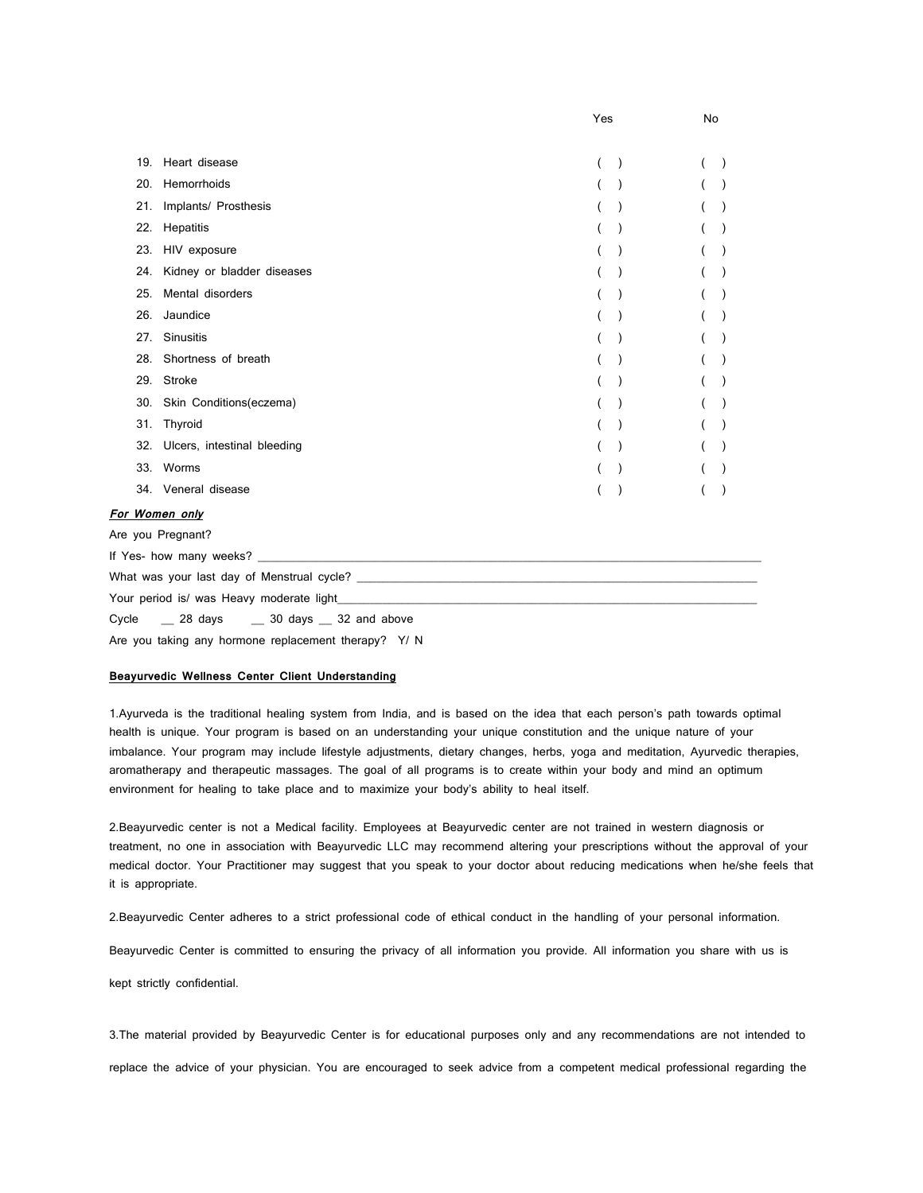| | Yes | No |
|---|---|---|
| 19. Heart disease | ( ) | ( ) |
| 20. Hemorrhoids | ( ) | ( ) |
| 21. Implants/ Prosthesis | ( ) | ( ) |
| 22. Hepatitis | ( ) | ( ) |
| 23. HIV exposure | ( ) | ( ) |
| 24. Kidney or bladder diseases | ( ) | ( ) |
| 25. Mental disorders | ( ) | ( ) |
| 26. Jaundice | ( ) | ( ) |
| 27. Sinusitis | ( ) | ( ) |
| 28. Shortness of breath | ( ) | ( ) |
| 29. Stroke | ( ) | ( ) |
| 30. Skin Conditions(eczema) | ( ) | ( ) |
| 31. Thyroid | ( ) | ( ) |
| 32. Ulcers, intestinal bleeding | ( ) | ( ) |
| 33. Worms | ( ) | ( ) |
| 34. Veneral disease | ( ) | ( ) |

***For Women only***

Are you Pregnant?

If Yes- how many weeks? ______________________________________________

What was your last day of Menstrual cycle? ______________________________________

Your period is/ was Heavy moderate light________________________________________

Cycle __ 28 days __ 30 days __ 32 and above

Are you taking any hormone replacement therapy? Y/ N

**Beayurvedic Wellness Center Client Understanding**

1.Ayurveda is the traditional healing system from India, and is based on the idea that each person's path towards optimal health is unique. Your program is based on an understanding your unique constitution and the unique nature of your imbalance. Your program may include lifestyle adjustments, dietary changes, herbs, yoga and meditation, Ayurvedic therapies, aromatherapy and therapeutic massages. The goal of all programs is to create within your body and mind an optimum environment for healing to take place and to maximize your body's ability to heal itself.

2.Beayurvedic center is not a Medical facility. Employees at Beayurvedic center are not trained in western diagnosis or treatment, no one in association with Beayurvedic LLC may recommend altering your prescriptions without the approval of your medical doctor. Your Practitioner may suggest that you speak to your doctor about reducing medications when he/she feels that it is appropriate.

2.Beayurvedic Center adheres to a strict professional code of ethical conduct in the handling of your personal information.

Beayurvedic Center is committed to ensuring the privacy of all information you provide. All information you share with us is kept strictly confidential.

3.The material provided by Beayurvedic Center is for educational purposes only and any recommendations are not intended to replace the advice of your physician. You are encouraged to seek advice from a competent medical professional regarding the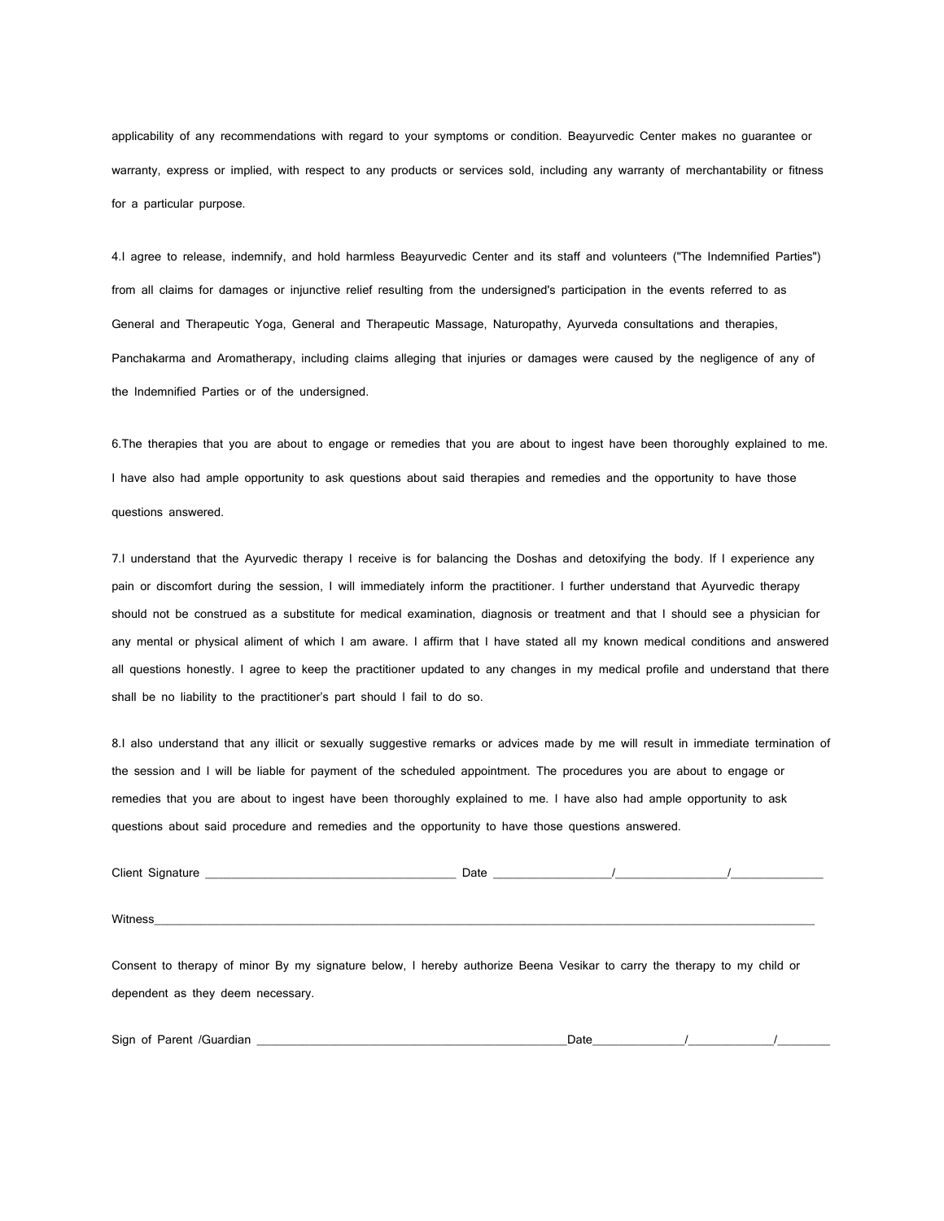applicability of any recommendations with regard to your symptoms or condition. Beayurvedic Center makes no guarantee or warranty, express or implied, with respect to any products or services sold, including any warranty of merchantability or fitness for a particular purpose.

4.I agree to release, indemnify, and hold harmless Beayurvedic Center and its staff and volunteers ("The Indemnified Parties") from all claims for damages or injunctive relief resulting from the undersigned's participation in the events referred to as General and Therapeutic Yoga, General and Therapeutic Massage, Naturopathy, Ayurveda consultations and therapies, Panchakarma and Aromatherapy, including claims alleging that injuries or damages were caused by the negligence of any of the Indemnified Parties or of the undersigned.

6.The therapies that you are about to engage or remedies that you are about to ingest have been thoroughly explained to me. I have also had ample opportunity to ask questions about said therapies and remedies and the opportunity to have those questions answered.

7.I understand that the Ayurvedic therapy I receive is for balancing the Doshas and detoxifying the body. If I experience any pain or discomfort during the session, I will immediately inform the practitioner. I further understand that Ayurvedic therapy should not be construed as a substitute for medical examination, diagnosis or treatment and that I should see a physician for any mental or physical aliment of which I am aware. I affirm that I have stated all my known medical conditions and answered all questions honestly. I agree to keep the practitioner updated to any changes in my medical profile and understand that there shall be no liability to the practitioner's part should I fail to do so.

8.I also understand that any illicit or sexually suggestive remarks or advices made by me will result in immediate termination of the session and I will be liable for payment of the scheduled appointment. The procedures you are about to engage or remedies that you are about to ingest have been thoroughly explained to me. I have also had ample opportunity to ask questions about said procedure and remedies and the opportunity to have those questions answered.

Client Signature ________________________________________ Date __________________/_________________/_______________

Witness_____________________________________________________________________________________________________________

Consent to therapy of minor By my signature below, I hereby authorize Beena Vesikar to carry the therapy to my child or dependent as they deem necessary.

Sign of Parent /Guardian __________________________________________________Date_______________/______________/_________